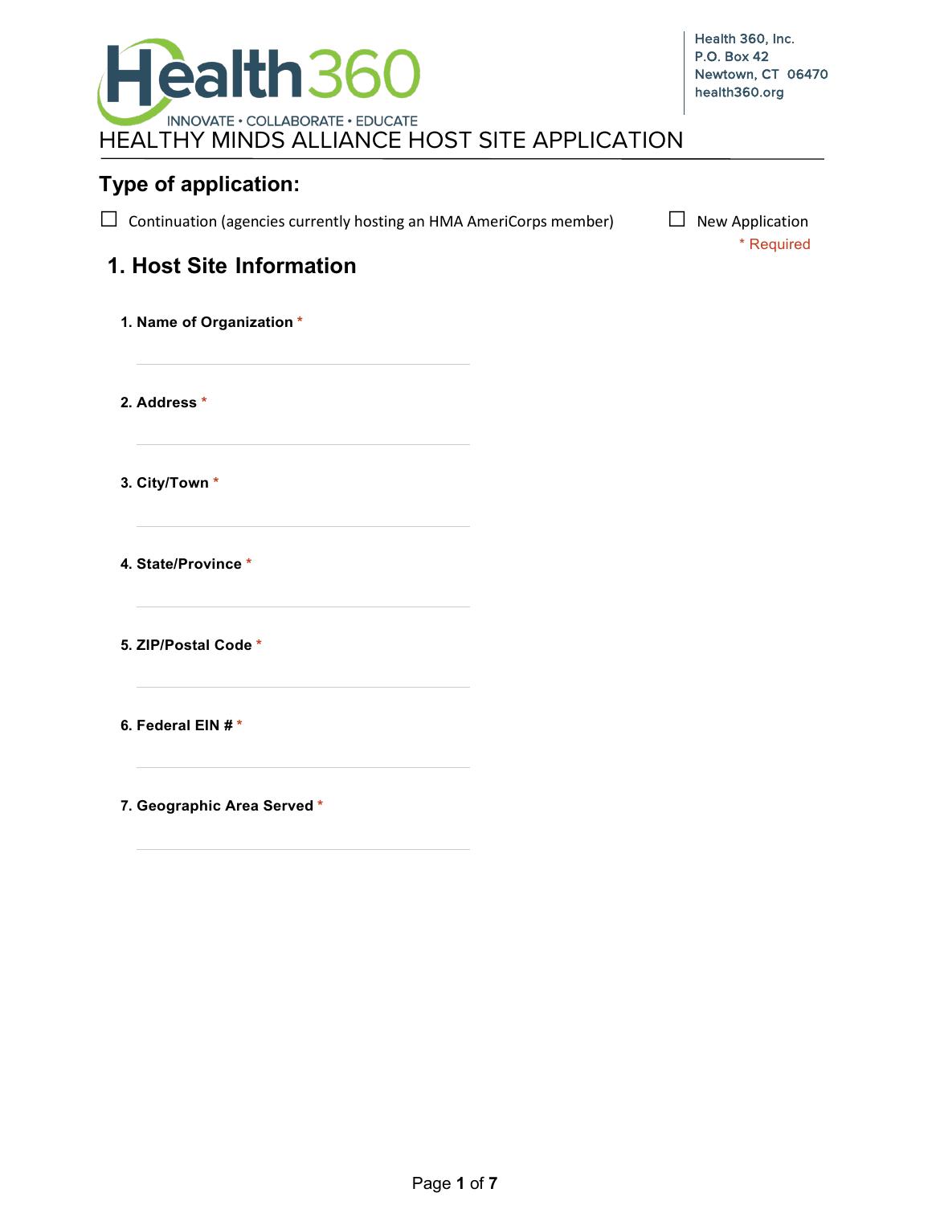Health360

INNOVATE • COLLABORATE • EDUCATE

Health 360, Inc.
P.O. Box 42
Newtown, CT 06470
health360.org

# HEALTHY MINDS ALLIANCE HOST SITE APPLICATION

## Type of application:

☐ Continuation (agencies currently hosting an HMA AmeriCorps member)

☐ New Application

\* Required

## 1. Host Site Information

**1. Name of Organization** *

_______________________

**2. Address** *

_______________________

**3. City/Town** *

_______________________

**4. State/Province** *

_______________________

**5. ZIP/Postal Code** *

_______________________

**6. Federal EIN #** *

_______________________

**7. Geographic Area Served** *

_______________________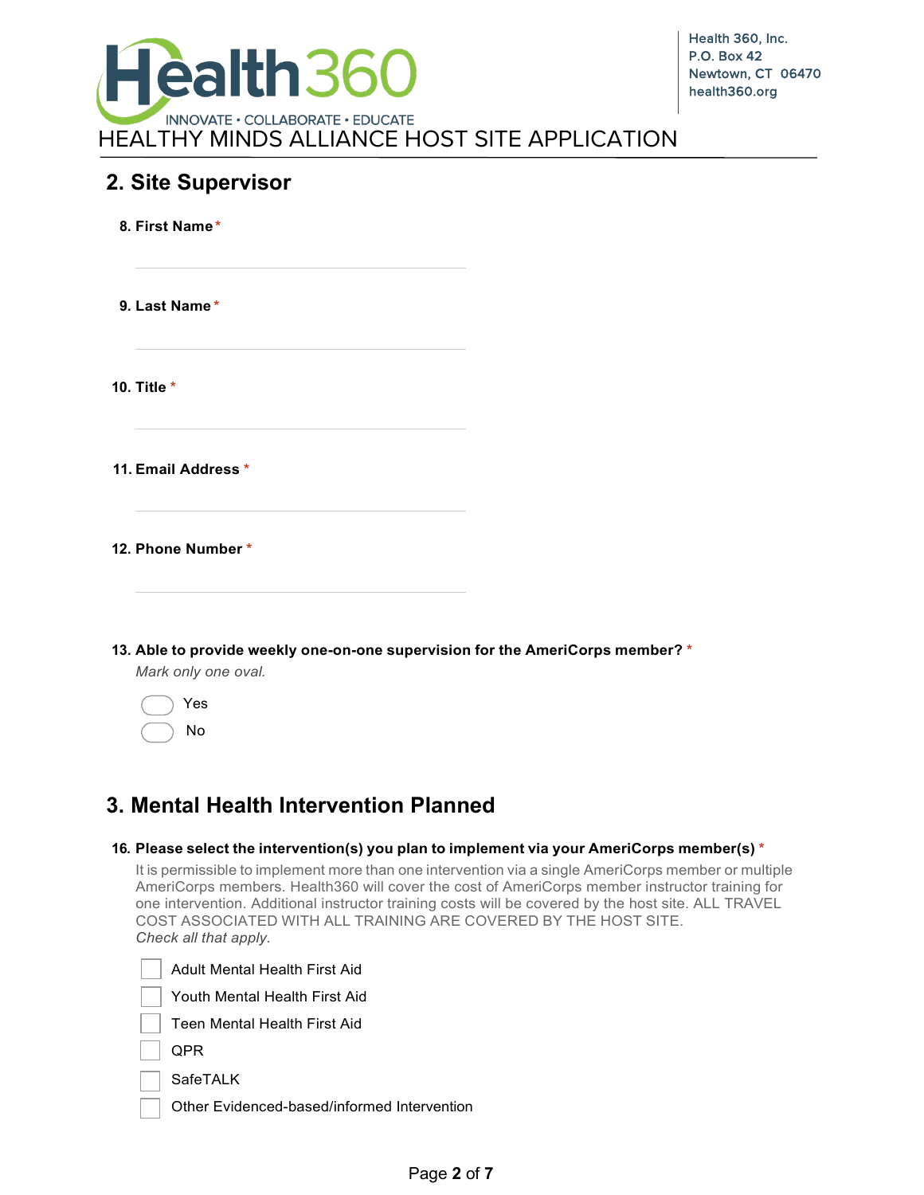## 2. Site Supervisor

**8. First Name** *

**9. Last Name** *

**10. Title** *

**11. Email Address** *

**12. Phone Number** *

**13. Able to provide weekly one-on-one supervision for the AmeriCorps member?** *

*Mark only one oval.*

- ◯ Yes
- ◯ No

## 3. Mental Health Intervention Planned

**16. Please select the intervention(s) you plan to implement via your AmeriCorps member(s)** *

It is permissible to implement more than one intervention via a single AmeriCorps member or multiple AmeriCorps members. Health360 will cover the cost of AmeriCorps member instructor training for one intervention. Additional instructor training costs will be covered by the host site. ALL TRAVEL COST ASSOCIATED WITH ALL TRAINING ARE COVERED BY THE HOST SITE.

*Check all that apply.*

- ☐ Adult Mental Health First Aid
- ☐ Youth Mental Health First Aid
- ☐ Teen Mental Health First Aid
- ☐ QPR
- ☐ SafeTALK
- ☐ Other Evidenced-based/informed Intervention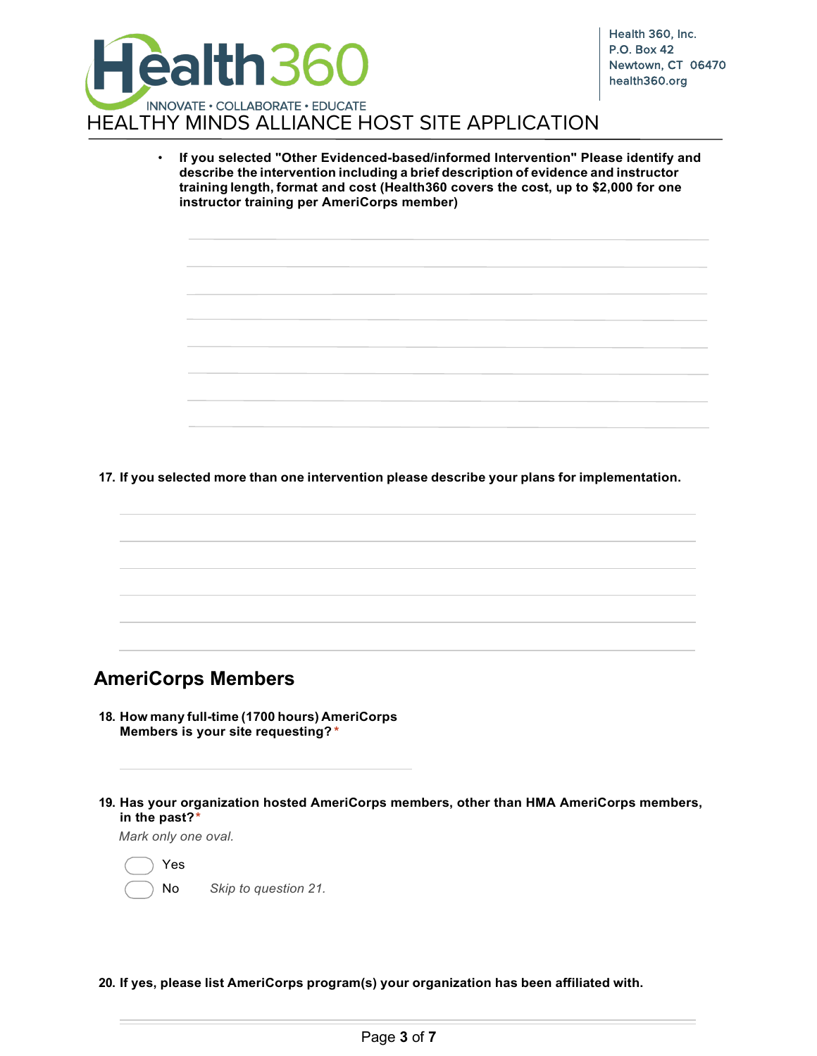- **If you selected "Other Evidenced-based/informed Intervention" Please identify and describe the intervention including a brief description of evidence and instructor training length, format and cost (Health360 covers the cost, up to $2,000 for one instructor training per AmeriCorps member)**

**17. If you selected more than one intervention please describe your plans for implementation.**

## AmeriCorps Members

**18. How many full-time (1700 hours) AmeriCorps Members is your site requesting?** *

**19. Has your organization hosted AmeriCorps members, other than HMA AmeriCorps members, in the past?** *

*Mark only one oval.*

- ◯ Yes
- ◯ No  *Skip to question 21.*

**20. If yes, please list AmeriCorps program(s) your organization has been affiliated with.**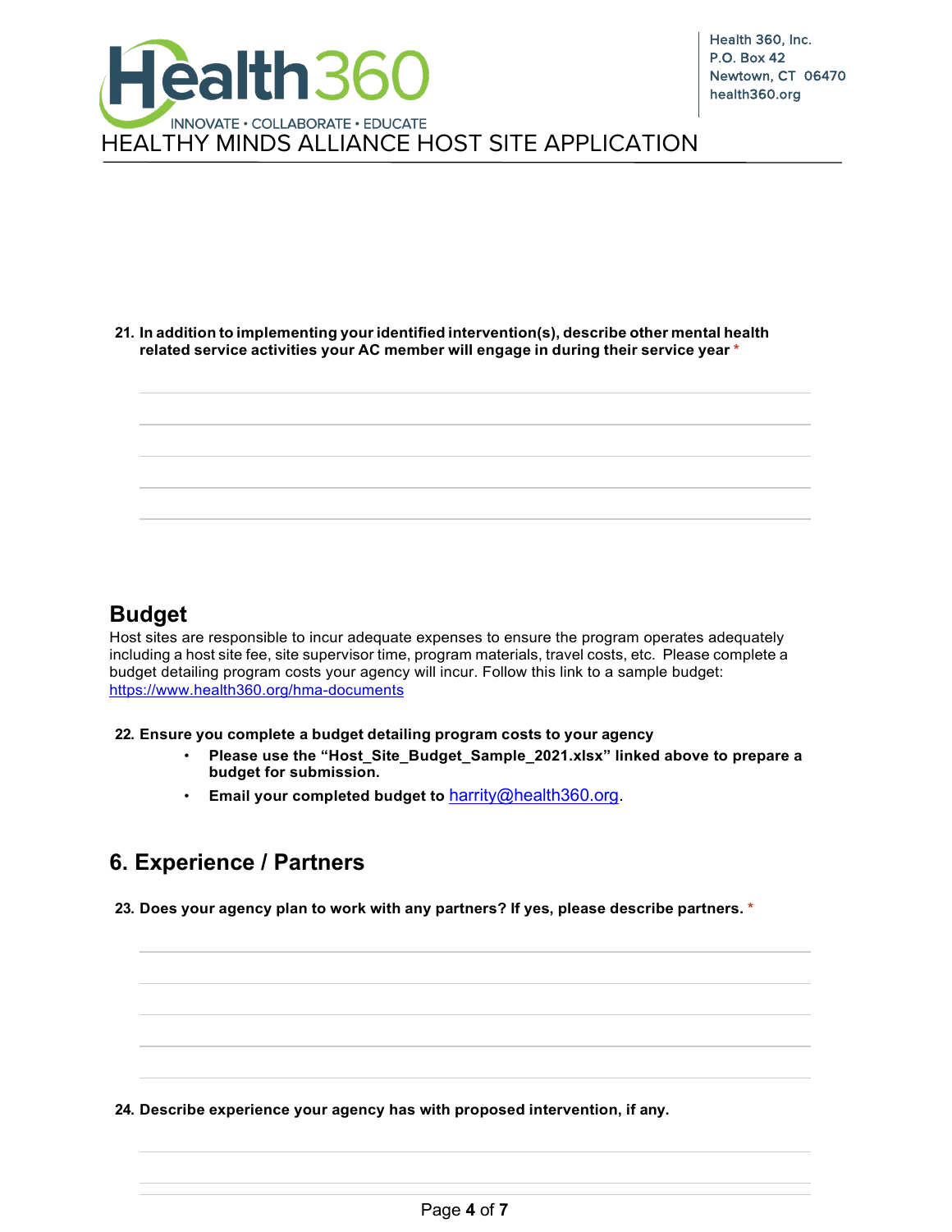**21. In addition to implementing your identified intervention(s), describe other mental health related service activities your AC member will engage in during their service year** *

## Budget

Host sites are responsible to incur adequate expenses to ensure the program operates adequately including a host site fee, site supervisor time, program materials, travel costs, etc. Please complete a budget detailing program costs your agency will incur. Follow this link to a sample budget: https://www.health360.org/hma-documents

**22. Ensure you complete a budget detailing program costs to your agency**

- **Please use the "Host_Site_Budget_Sample_2021.xlsx" linked above to prepare a budget for submission.**
- **Email your completed budget to** harrity@health360.org.

## 6. Experience / Partners

**23. Does your agency plan to work with any partners? If yes, please describe partners.** *

**24. Describe experience your agency has with proposed intervention, if any.**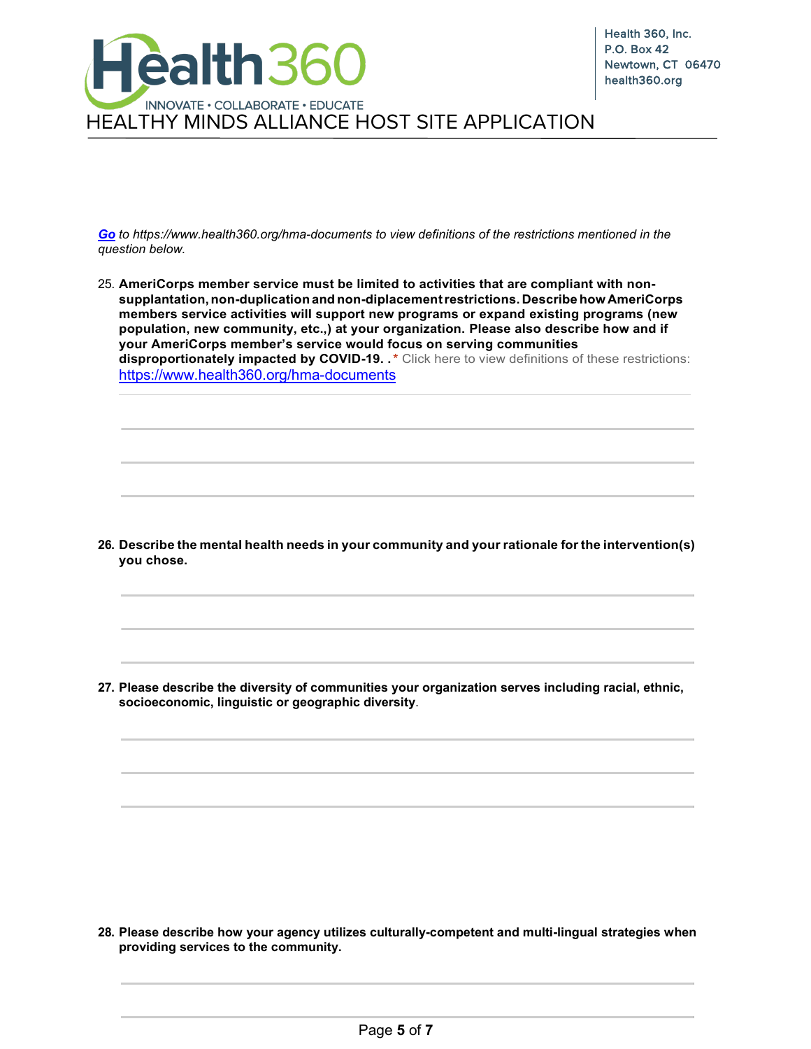*Go to https://www.health360.org/hma-documents to view definitions of the restrictions mentioned in the question below.*

25. **AmeriCorps member service must be limited to activities that are compliant with non-supplantation, non-duplication and non-diplacement restrictions. Describe how AmeriCorps members service activities will support new programs or expand existing programs (new population, new community, etc.,) at your organization. Please also describe how and if your AmeriCorps member's service would focus on serving communities disproportionately impacted by COVID-19. .*** Click here to view definitions of these restrictions: https://www.health360.org/hma-documents

26. **Describe the mental health needs in your community and your rationale for the intervention(s) you chose.**

27. **Please describe the diversity of communities your organization serves including racial, ethnic, socioeconomic, linguistic or geographic diversity**.

28. **Please describe how your agency utilizes culturally-competent and multi-lingual strategies when providing services to the community.**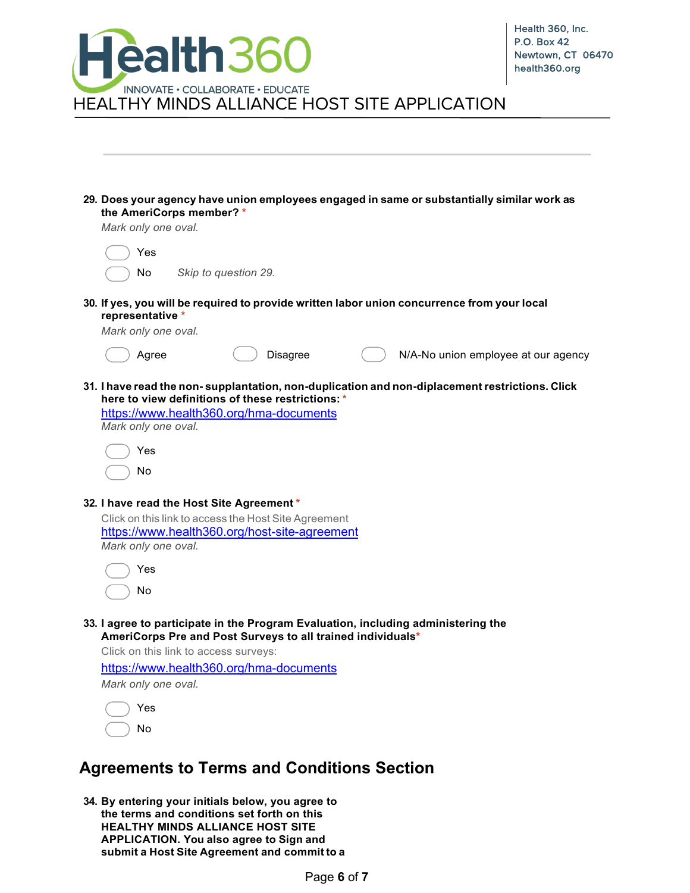29. **Does your agency have union employees engaged in same or substantially similar work as the AmeriCorps member?** *

    *Mark only one oval.*

    - Yes
    - No *Skip to question 29.*

30. **If yes, you will be required to provide written labor union concurrence from your local representative** *

    *Mark only one oval.*

    - Agree
    - Disagree
    - N/A-No union employee at our agency

31. **I have read the non- supplantation, non-duplication and non-diplacement restrictions. Click here to view definitions of these restrictions:** *

    https://www.health360.org/hma-documents

    *Mark only one oval.*

    - Yes
    - No

32. **I have read the Host Site Agreement** *

    Click on this link to access the Host Site Agreement

    https://www.health360.org/host-site-agreement

    *Mark only one oval.*

    - Yes
    - No

33. **I agree to participate in the Program Evaluation, including administering the AmeriCorps Pre and Post Surveys to all trained individuals***

    Click on this link to access surveys:

    https://www.health360.org/hma-documents

    *Mark only one oval.*

    - Yes
    - No

## Agreements to Terms and Conditions Section

34. **By entering your initials below, you agree to the terms and conditions set forth on this HEALTHY MINDS ALLIANCE HOST SITE APPLICATION. You also agree to Sign and submit a Host Site Agreement and commit to a**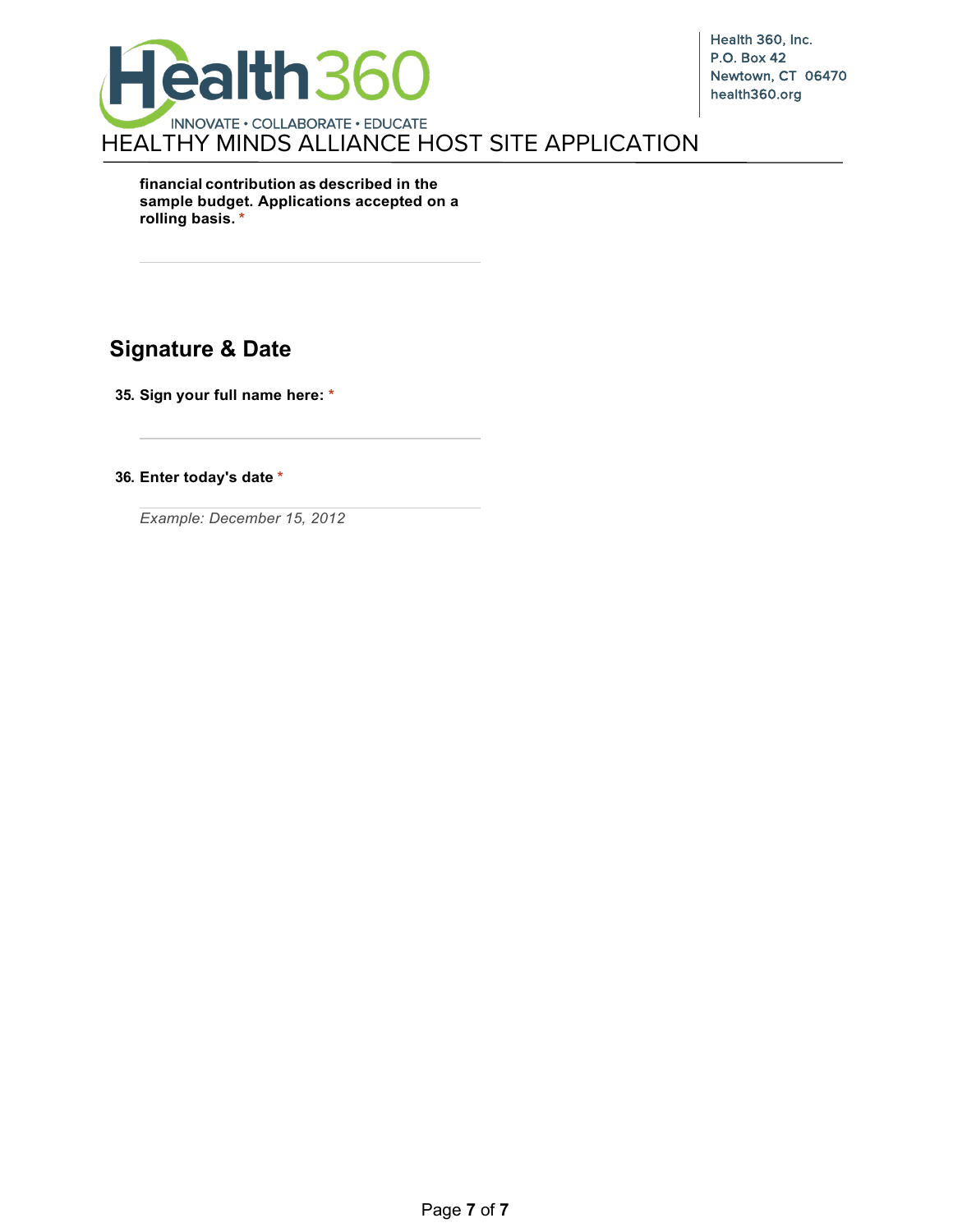**financial contribution as described in the sample budget. Applications accepted on a rolling basis.** *

## Signature & Date

**35. Sign your full name here:** *

**36. Enter today's date** *

*Example: December 15, 2012*